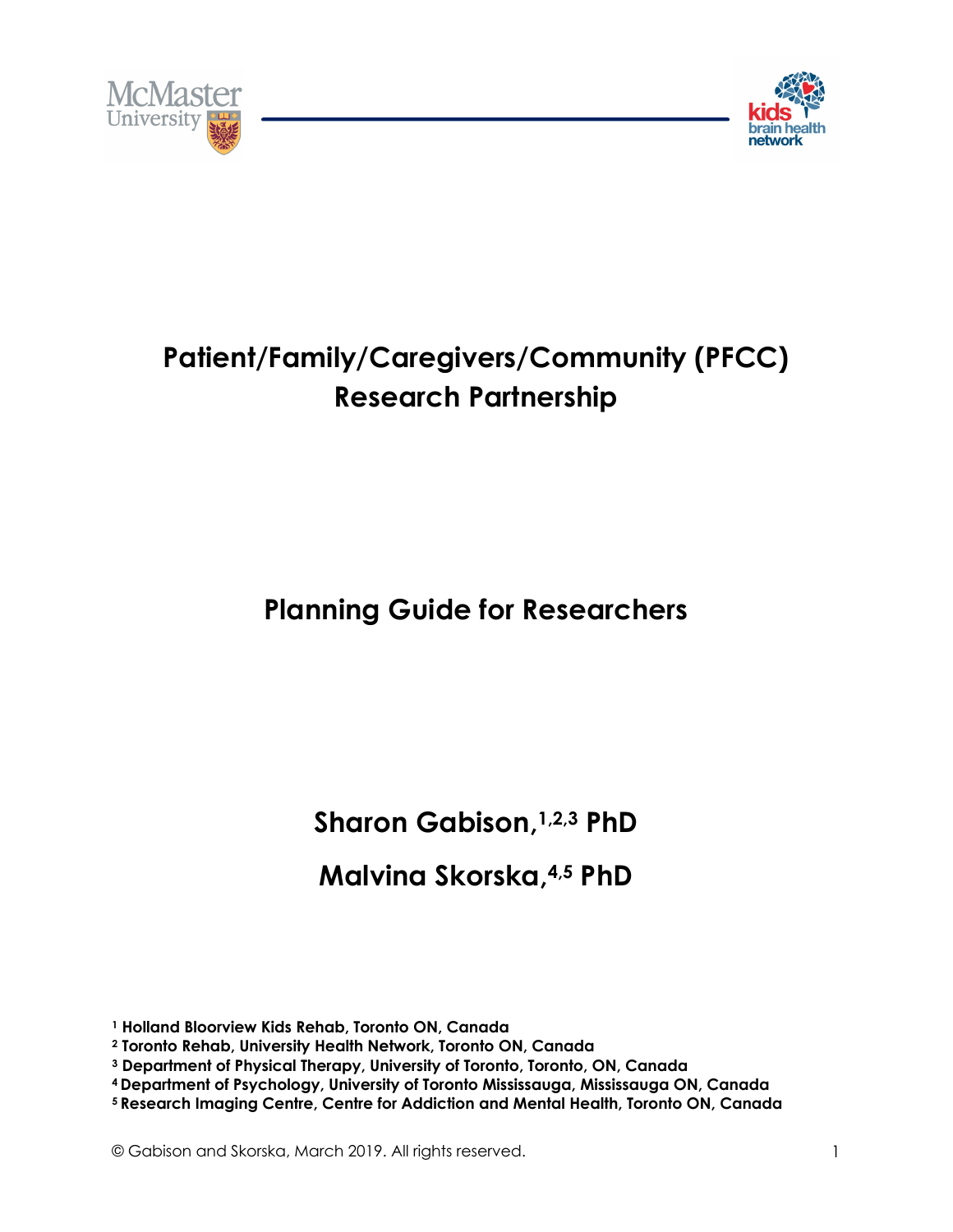# Patient/Family/Caregivers/Community (PFCC) Research Partnership

## Planning Guide for Researchers

**Sharon Gabison,[1,2,3] PhD**

**Malvina Skorska,[4,5] PhD**

[1] **Holland Bloorview Kids Rehab, Toronto ON, Canada**
[2] **Toronto Rehab, University Health Network, Toronto ON, Canada**
[3] **Department of Physical Therapy, University of Toronto, Toronto, ON, Canada**
[4] **Department of Psychology, University of Toronto Mississauga, Mississauga ON, Canada**
[5] **Research Imaging Centre, Centre for Addiction and Mental Health, Toronto ON, Canada**

© Gabison and Skorska, March 2019. All rights reserved.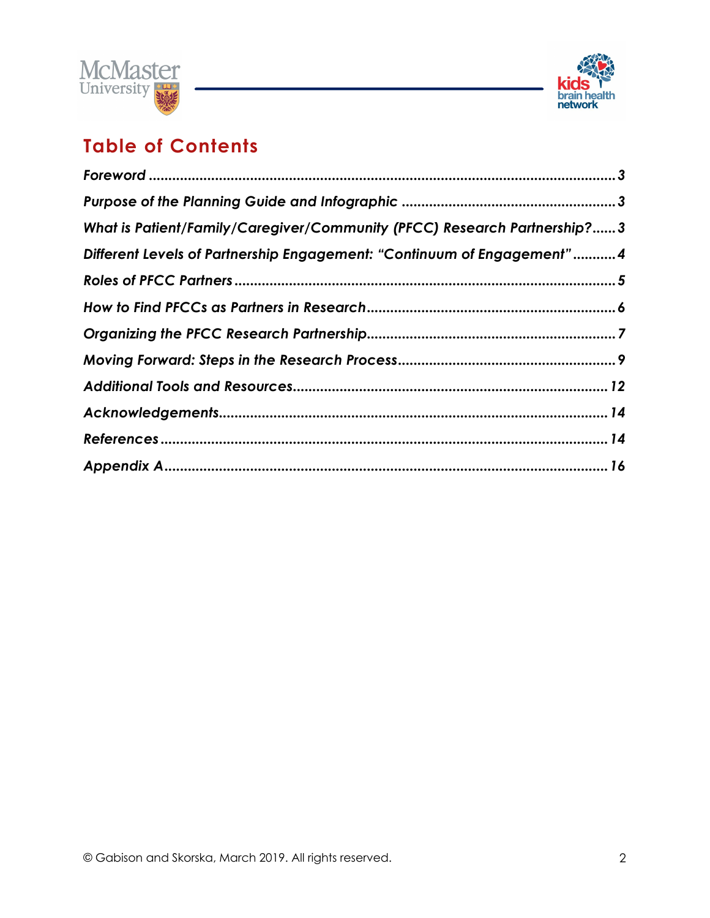## Table of Contents

| | |
|---|---|
| *Foreword* | 3 |
| *Purpose of the Planning Guide and Infographic* | 3 |
| *What is Patient/Family/Caregiver/Community (PFCC) Research Partnership?* | 3 |
| *Different Levels of Partnership Engagement: "Continuum of Engagement"* | 4 |
| *Roles of PFCC Partners* | 5 |
| *How to Find PFCCs as Partners in Research* | 6 |
| *Organizing the PFCC Research Partnership* | 7 |
| *Moving Forward: Steps in the Research Process* | 9 |
| *Additional Tools and Resources* | 12 |
| *Acknowledgements* | 14 |
| *References* | 14 |
| *Appendix A* | 16 |

© Gabison and Skorska, March 2019. All rights reserved.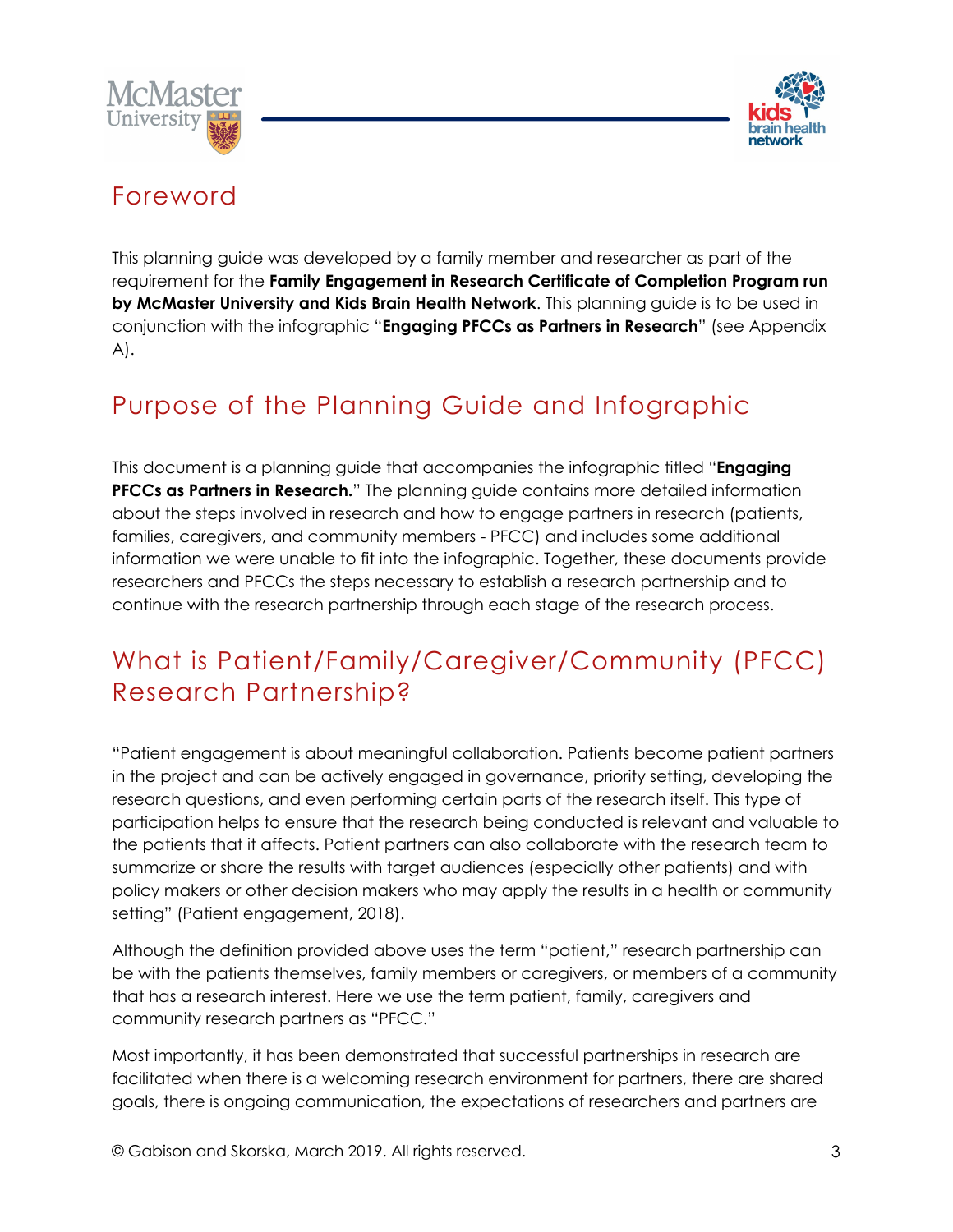## Foreword

This planning guide was developed by a family member and researcher as part of the requirement for the **Family Engagement in Research Certificate of Completion Program run by McMaster University and Kids Brain Health Network**. This planning guide is to be used in conjunction with the infographic "**Engaging PFCCs as Partners in Research**" (see Appendix A).

## Purpose of the Planning Guide and Infographic

This document is a planning guide that accompanies the infographic titled "**Engaging PFCCs as Partners in Research.**" The planning guide contains more detailed information about the steps involved in research and how to engage partners in research (patients, families, caregivers, and community members - PFCC) and includes some additional information we were unable to fit into the infographic. Together, these documents provide researchers and PFCCs the steps necessary to establish a research partnership and to continue with the research partnership through each stage of the research process.

## What is Patient/Family/Caregiver/Community (PFCC) Research Partnership?

"Patient engagement is about meaningful collaboration. Patients become patient partners in the project and can be actively engaged in governance, priority setting, developing the research questions, and even performing certain parts of the research itself. This type of participation helps to ensure that the research being conducted is relevant and valuable to the patients that it affects. Patient partners can also collaborate with the research team to summarize or share the results with target audiences (especially other patients) and with policy makers or other decision makers who may apply the results in a health or community setting" (Patient engagement, 2018).

Although the definition provided above uses the term "patient," research partnership can be with the patients themselves, family members or caregivers, or members of a community that has a research interest. Here we use the term patient, family, caregivers and community research partners as "PFCC."

Most importantly, it has been demonstrated that successful partnerships in research are facilitated when there is a welcoming research environment for partners, there are shared goals, there is ongoing communication, the expectations of researchers and partners are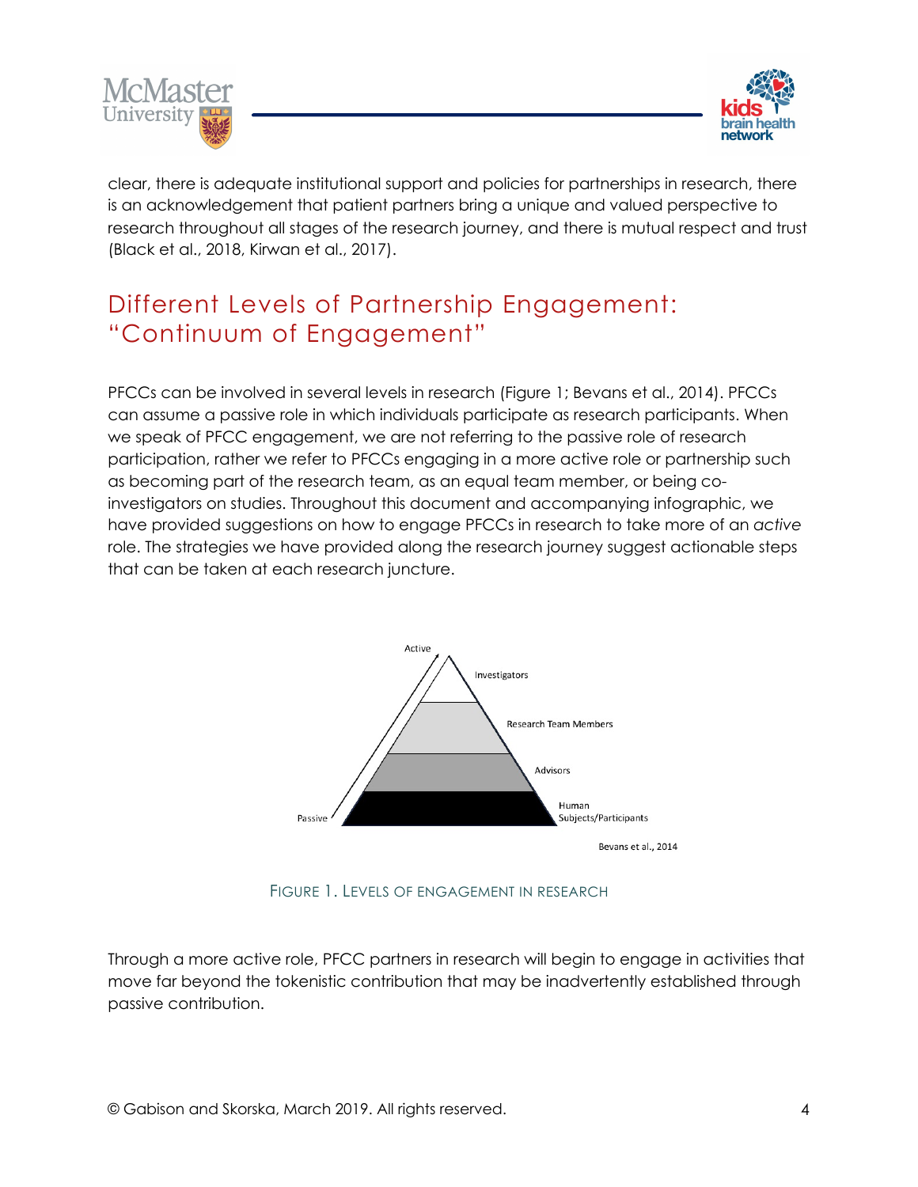clear, there is adequate institutional support and policies for partnerships in research, there is an acknowledgement that patient partners bring a unique and valued perspective to research throughout all stages of the research journey, and there is mutual respect and trust (Black et al., 2018, Kirwan et al., 2017).

## Different Levels of Partnership Engagement: "Continuum of Engagement"

PFCCs can be involved in several levels in research (Figure 1; Bevans et al., 2014). PFCCs can assume a passive role in which individuals participate as research participants. When we speak of PFCC engagement, we are not referring to the passive role of research participation, rather we refer to PFCCs engaging in a more active role or partnership such as becoming part of the research team, as an equal team member, or being co-investigators on studies. Throughout this document and accompanying infographic, we have provided suggestions on how to engage PFCCs in research to take more of an *active* role. The strategies we have provided along the research journey suggest actionable steps that can be taken at each research juncture.

Active

Investigators

Research Team Members

Advisors

Human Subjects/Participants

Passive

Bevans et al., 2014

FIGURE 1. LEVELS OF ENGAGEMENT IN RESEARCH

Through a more active role, PFCC partners in research will begin to engage in activities that move far beyond the tokenistic contribution that may be inadvertently established through passive contribution.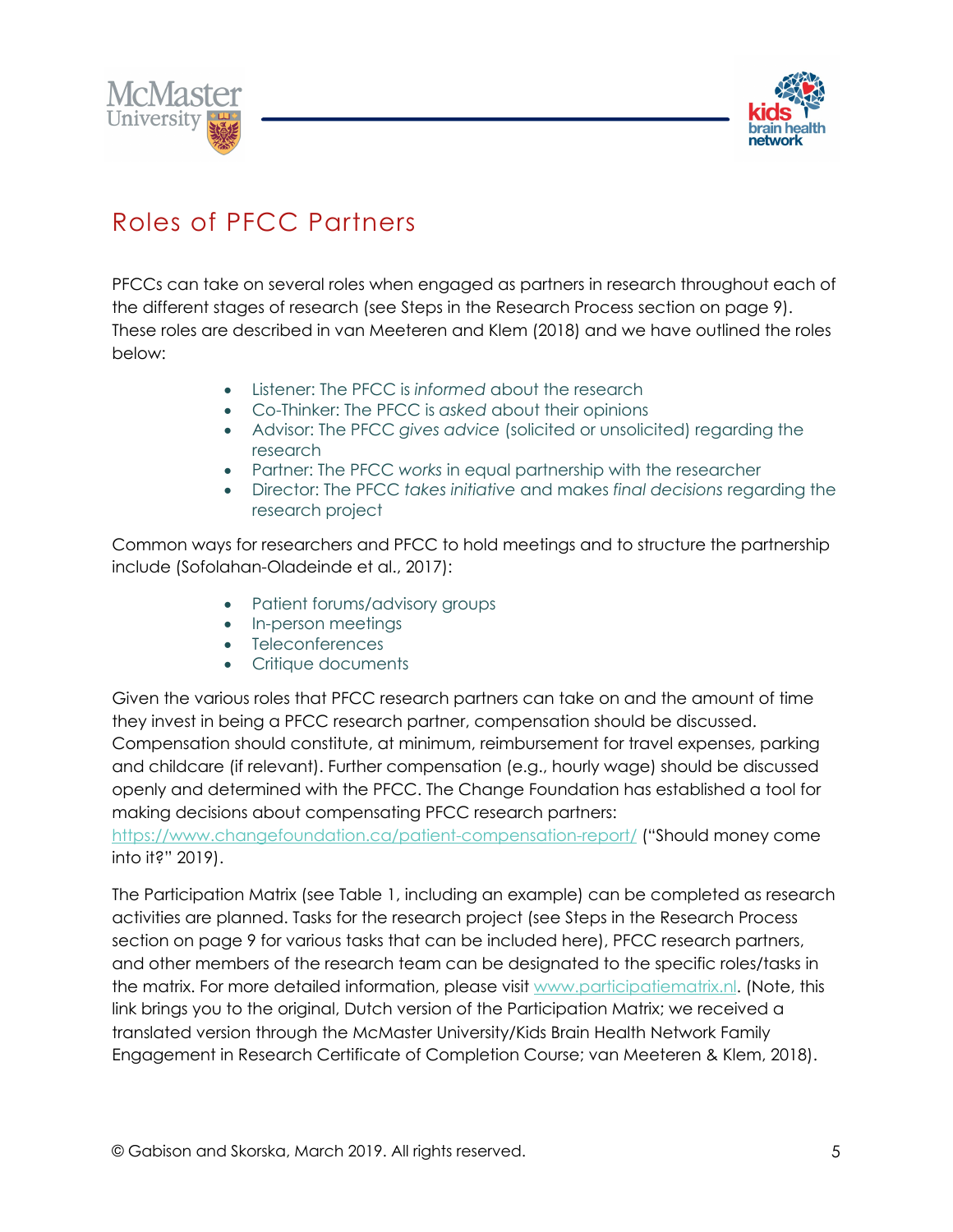# Roles of PFCC Partners

PFCCs can take on several roles when engaged as partners in research throughout each of the different stages of research (see Steps in the Research Process section on page 9). These roles are described in van Meeteren and Klem (2018) and we have outlined the roles below:

- Listener: The PFCC is *informed* about the research
- Co-Thinker: The PFCC is *asked* about their opinions
- Advisor: The PFCC *gives advice* (solicited or unsolicited) regarding the research
- Partner: The PFCC *works* in equal partnership with the researcher
- Director: The PFCC *takes initiative* and makes *final decisions* regarding the research project

Common ways for researchers and PFCC to hold meetings and to structure the partnership include (Sofolahan-Oladeinde et al., 2017):

- Patient forums/advisory groups
- In-person meetings
- Teleconferences
- Critique documents

Given the various roles that PFCC research partners can take on and the amount of time they invest in being a PFCC research partner, compensation should be discussed. Compensation should constitute, at minimum, reimbursement for travel expenses, parking and childcare (if relevant). Further compensation (e.g., hourly wage) should be discussed openly and determined with the PFCC. The Change Foundation has established a tool for making decisions about compensating PFCC research partners: https://www.changefoundation.ca/patient-compensation-report/ ("Should money come into it?" 2019).

The Participation Matrix (see Table 1, including an example) can be completed as research activities are planned. Tasks for the research project (see Steps in the Research Process section on page 9 for various tasks that can be included here), PFCC research partners, and other members of the research team can be designated to the specific roles/tasks in the matrix. For more detailed information, please visit www.participatiematrix.nl. (Note, this link brings you to the original, Dutch version of the Participation Matrix; we received a translated version through the McMaster University/Kids Brain Health Network Family Engagement in Research Certificate of Completion Course; van Meeteren & Klem, 2018).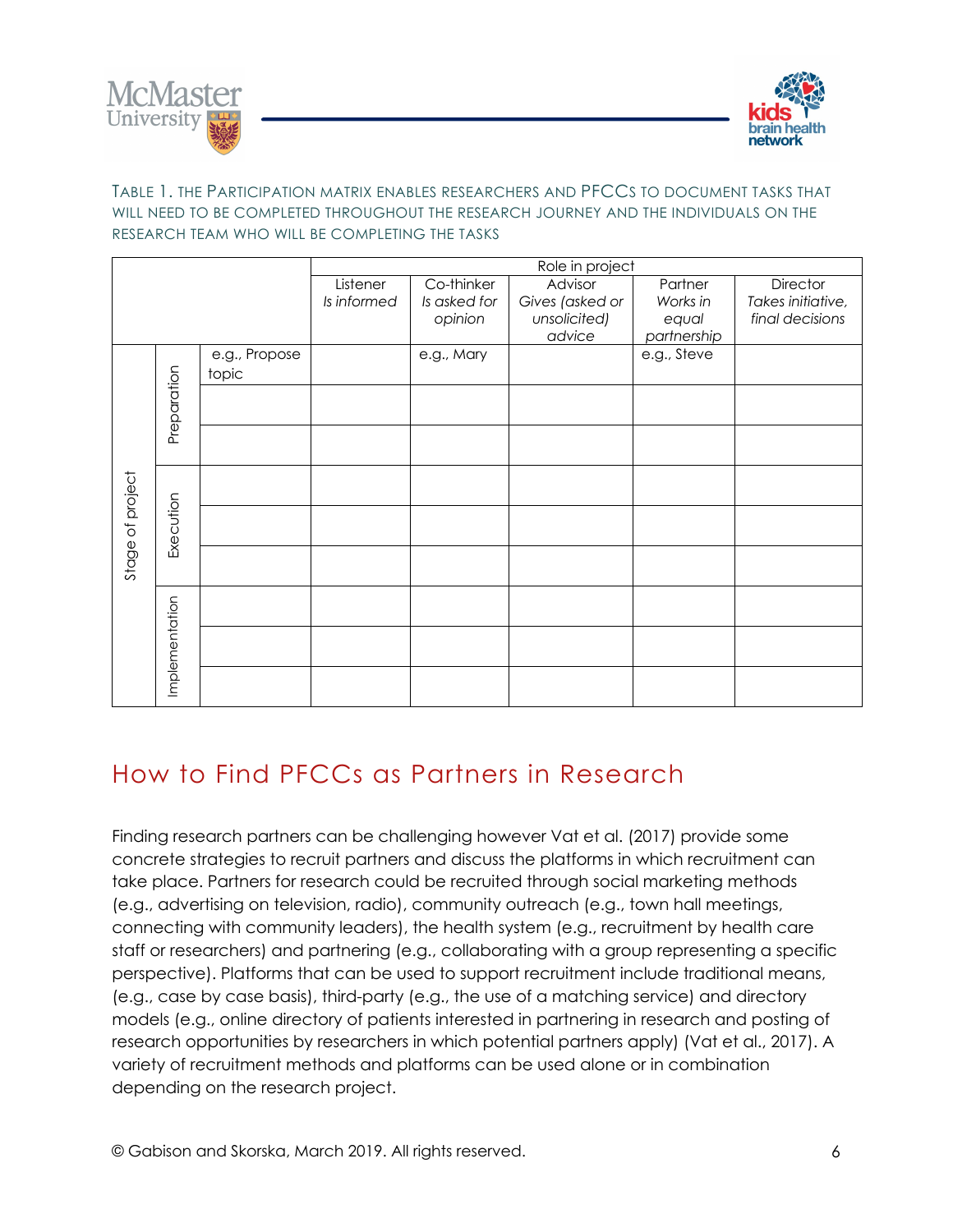Table 1. The Participation matrix enables researchers and PFCCs to document tasks that will need to be completed throughout the research journey and the individuals on the research team who will be completing the tasks

| | | | Role in project | | | | |
|---|---|---|---|---|---|---|---|
| | | | Listener *Is informed* | Co-thinker *Is asked for opinion* | Advisor *Gives (asked or unsolicited) advice* | Partner *Works in equal partnership* | Director *Takes initiative, final decisions* |
| Stage of project | Preparation | e.g., Propose topic | | e.g., Mary | | e.g., Steve | |
| | | | | | | | |
| | | | | | | | |
| | Execution | | | | | | |
| | | | | | | | |
| | | | | | | | |
| | Implementation | | | | | | |
| | | | | | | | |
| | | | | | | | |

## How to Find PFCCs as Partners in Research

Finding research partners can be challenging however Vat et al. (2017) provide some concrete strategies to recruit partners and discuss the platforms in which recruitment can take place. Partners for research could be recruited through social marketing methods (e.g., advertising on television, radio), community outreach (e.g., town hall meetings, connecting with community leaders), the health system (e.g., recruitment by health care staff or researchers) and partnering (e.g., collaborating with a group representing a specific perspective). Platforms that can be used to support recruitment include traditional means, (e.g., case by case basis), third-party (e.g., the use of a matching service) and directory models (e.g., online directory of patients interested in partnering in research and posting of research opportunities by researchers in which potential partners apply) (Vat et al., 2017). A variety of recruitment methods and platforms can be used alone or in combination depending on the research project.

© Gabison and Skorska, March 2019. All rights reserved.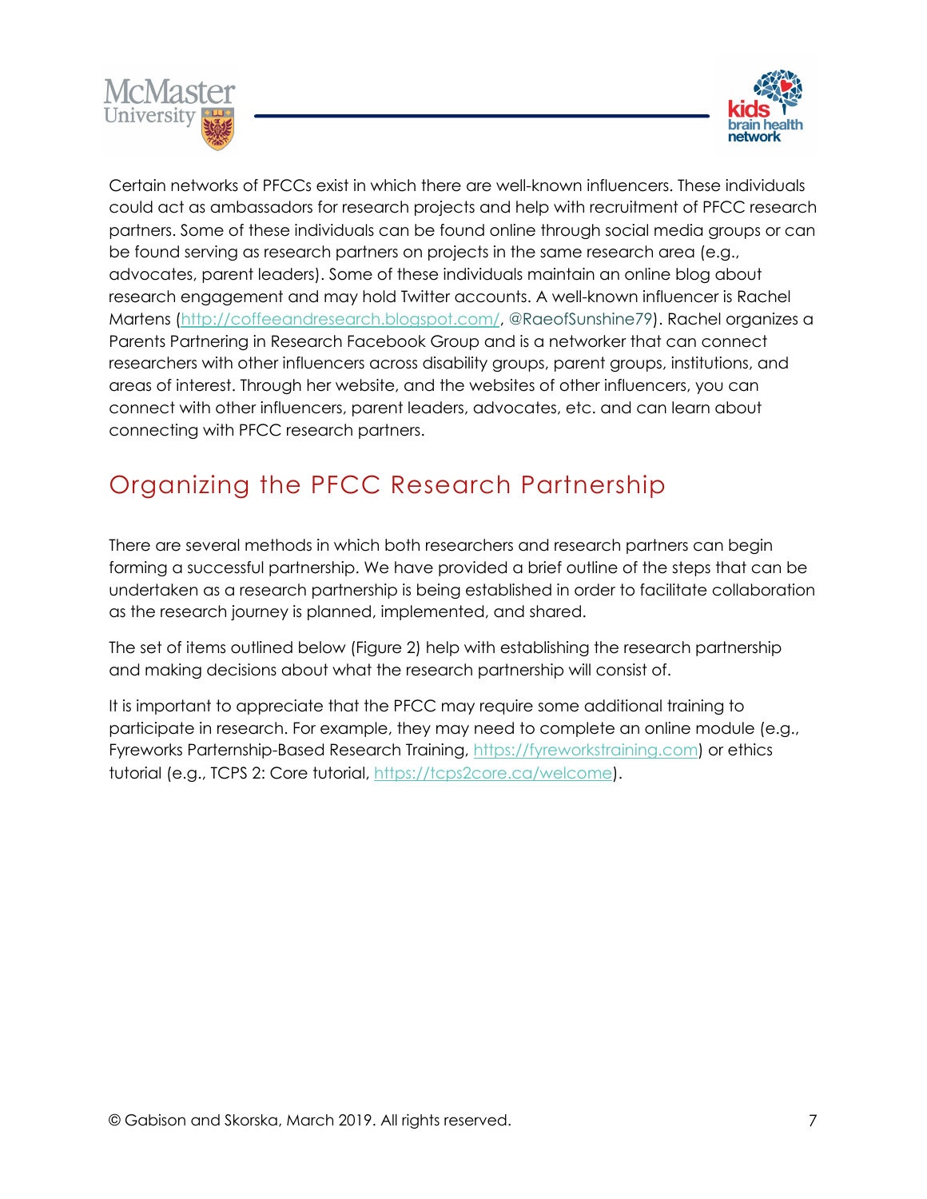Certain networks of PFCCs exist in which there are well-known influencers. These individuals could act as ambassadors for research projects and help with recruitment of PFCC research partners. Some of these individuals can be found online through social media groups or can be found serving as research partners on projects in the same research area (e.g., advocates, parent leaders). Some of these individuals maintain an online blog about research engagement and may hold Twitter accounts. A well-known influencer is Rachel Martens (http://coffeeandresearch.blogspot.com/, @RaeofSunshine79). Rachel organizes a Parents Partnering in Research Facebook Group and is a networker that can connect researchers with other influencers across disability groups, parent groups, institutions, and areas of interest. Through her website, and the websites of other influencers, you can connect with other influencers, parent leaders, advocates, etc. and can learn about connecting with PFCC research partners.

## Organizing the PFCC Research Partnership

There are several methods in which both researchers and research partners can begin forming a successful partnership. We have provided a brief outline of the steps that can be undertaken as a research partnership is being established in order to facilitate collaboration as the research journey is planned, implemented, and shared.

The set of items outlined below (Figure 2) help with establishing the research partnership and making decisions about what the research partnership will consist of.

It is important to appreciate that the PFCC may require some additional training to participate in research. For example, they may need to complete an online module (e.g., Fyreworks Parternship-Based Research Training, https://fyreworkstraining.com) or ethics tutorial (e.g., TCPS 2: Core tutorial, https://tcps2core.ca/welcome).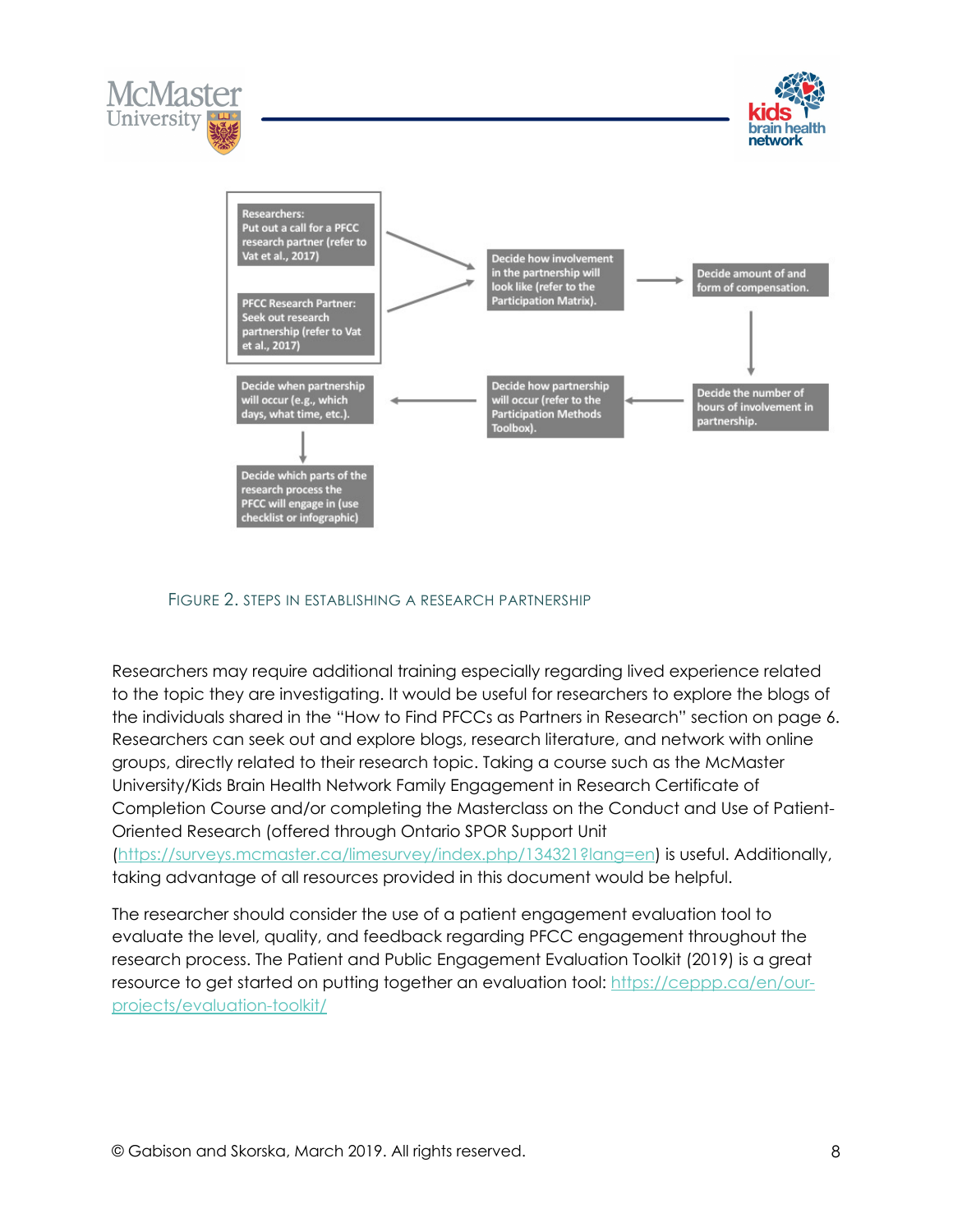Researchers:
Put out a call for a PFCC research partner (refer to Vat et al., 2017)

PFCC Research Partner:
Seek out research partnership (refer to Vat et al., 2017)

Decide how involvement in the partnership will look like (refer to the Participation Matrix).

Decide amount of and form of compensation.

Decide the number of hours of involvement in partnership.

Decide how partnership will occur (refer to the Participation Methods Toolbox).

Decide when partnership will occur (e.g., which days, what time, etc.).

Decide which parts of the research process the PFCC will engage in (use checklist or infographic)

FIGURE 2. STEPS IN ESTABLISHING A RESEARCH PARTNERSHIP

Researchers may require additional training especially regarding lived experience related to the topic they are investigating. It would be useful for researchers to explore the blogs of the individuals shared in the "How to Find PFCCs as Partners in Research" section on page 6. Researchers can seek out and explore blogs, research literature, and network with online groups, directly related to their research topic. Taking a course such as the McMaster University/Kids Brain Health Network Family Engagement in Research Certificate of Completion Course and/or completing the Masterclass on the Conduct and Use of Patient-Oriented Research (offered through Ontario SPOR Support Unit (https://surveys.mcmaster.ca/limesurvey/index.php/134321?lang=en) is useful. Additionally, taking advantage of all resources provided in this document would be helpful.

The researcher should consider the use of a patient engagement evaluation tool to evaluate the level, quality, and feedback regarding PFCC engagement throughout the research process. The Patient and Public Engagement Evaluation Toolkit (2019) is a great resource to get started on putting together an evaluation tool: https://ceppp.ca/en/our-projects/evaluation-toolkit/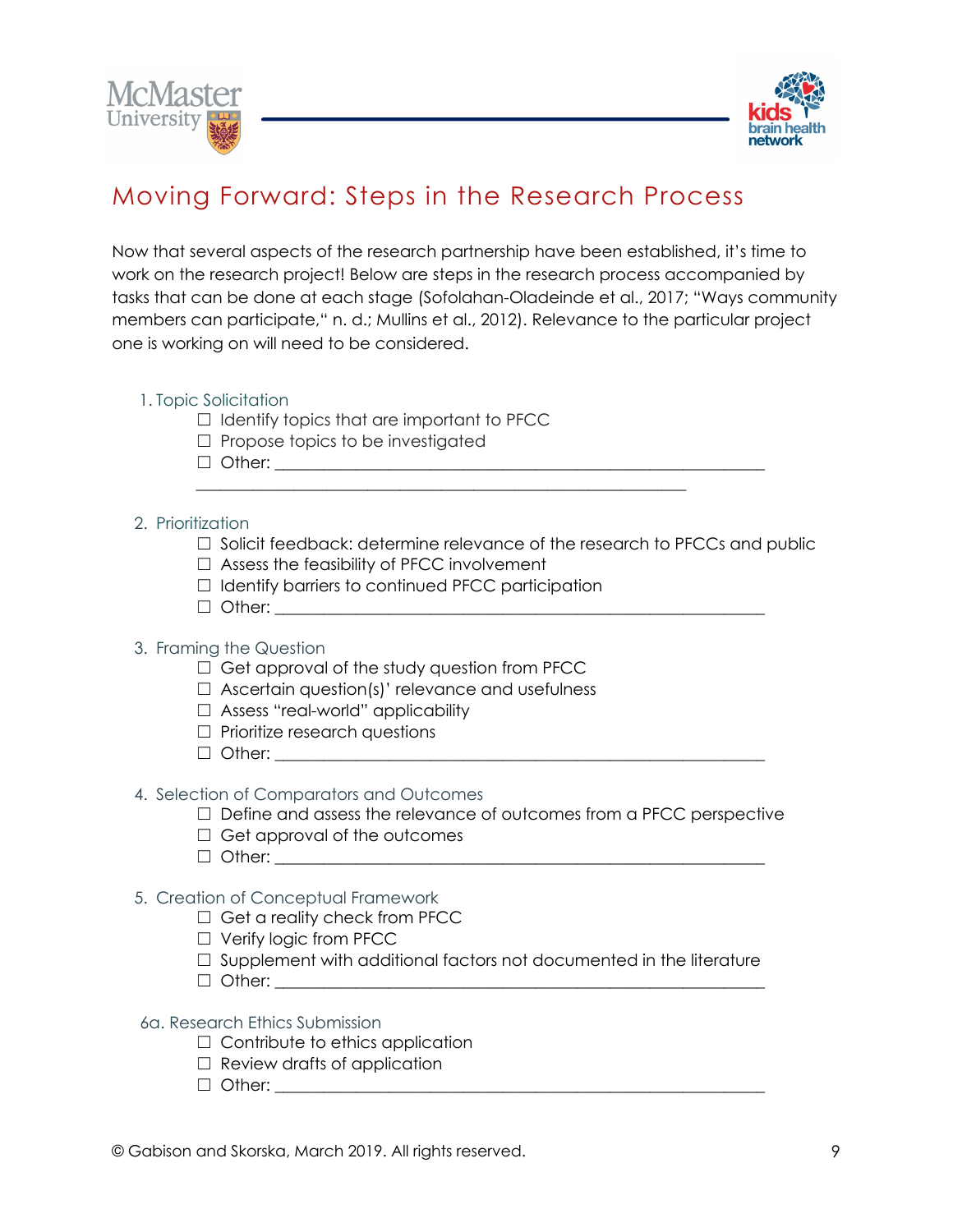# Moving Forward: Steps in the Research Process

Now that several aspects of the research partnership have been established, it's time to work on the research project! Below are steps in the research process accompanied by tasks that can be done at each stage (Sofolahan-Oladeinde et al., 2017; "Ways community members can participate," n. d.; Mullins et al., 2012). Relevance to the particular project one is working on will need to be considered.

1. Topic Solicitation
   - ☐ Identify topics that are important to PFCC
   - ☐ Propose topics to be investigated
   - ☐ Other: ______________________________________________________
     ______________________________________________________

2. Prioritization
   - ☐ Solicit feedback: determine relevance of the research to PFCCs and public
   - ☐ Assess the feasibility of PFCC involvement
   - ☐ Identify barriers to continued PFCC participation
   - ☐ Other: ______________________________________________________

3. Framing the Question
   - ☐ Get approval of the study question from PFCC
   - ☐ Ascertain question(s)' relevance and usefulness
   - ☐ Assess "real-world" applicability
   - ☐ Prioritize research questions
   - ☐ Other: ______________________________________________________

4. Selection of Comparators and Outcomes
   - ☐ Define and assess the relevance of outcomes from a PFCC perspective
   - ☐ Get approval of the outcomes
   - ☐ Other: ______________________________________________________

5. Creation of Conceptual Framework
   - ☐ Get a reality check from PFCC
   - ☐ Verify logic from PFCC
   - ☐ Supplement with additional factors not documented in the literature
   - ☐ Other: ______________________________________________________

6a. Research Ethics Submission
   - ☐ Contribute to ethics application
   - ☐ Review drafts of application
   - ☐ Other: ______________________________________________________

© Gabison and Skorska, March 2019. All rights reserved.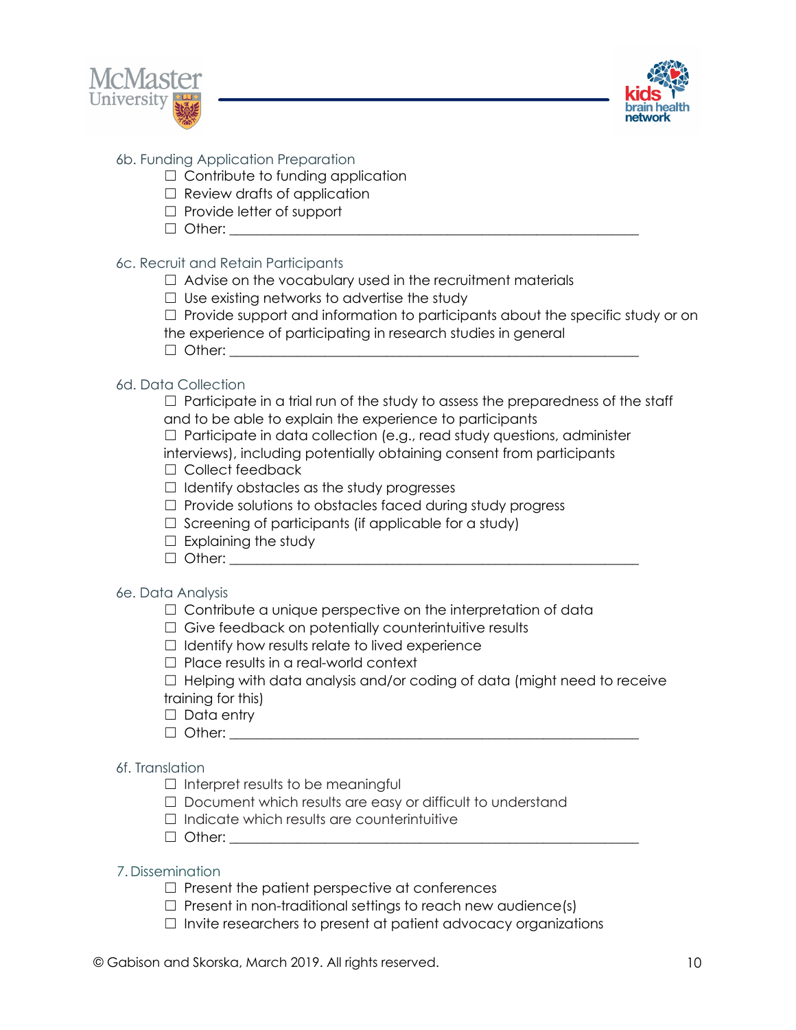6b. Funding Application Preparation

- ☐ Contribute to funding application
- ☐ Review drafts of application
- ☐ Provide letter of support
- ☐ Other: ___________________________________________________________

6c. Recruit and Retain Participants

- ☐ Advise on the vocabulary used in the recruitment materials
- ☐ Use existing networks to advertise the study
- ☐ Provide support and information to participants about the specific study or on the experience of participating in research studies in general
- ☐ Other: ___________________________________________________________

6d. Data Collection

- ☐ Participate in a trial run of the study to assess the preparedness of the staff and to be able to explain the experience to participants
- ☐ Participate in data collection (e.g., read study questions, administer interviews), including potentially obtaining consent from participants
- ☐ Collect feedback
- ☐ Identify obstacles as the study progresses
- ☐ Provide solutions to obstacles faced during study progress
- ☐ Screening of participants (if applicable for a study)
- ☐ Explaining the study
- ☐ Other: ___________________________________________________________

6e. Data Analysis

- ☐ Contribute a unique perspective on the interpretation of data
- ☐ Give feedback on potentially counterintuitive results
- ☐ Identify how results relate to lived experience
- ☐ Place results in a real-world context
- ☐ Helping with data analysis and/or coding of data (might need to receive training for this)
- ☐ Data entry
- ☐ Other: ___________________________________________________________

6f. Translation

- ☐ Interpret results to be meaningful
- ☐ Document which results are easy or difficult to understand
- ☐ Indicate which results are counterintuitive
- ☐ Other: ___________________________________________________________

7. Dissemination

- ☐ Present the patient perspective at conferences
- ☐ Present in non-traditional settings to reach new audience(s)
- ☐ Invite researchers to present at patient advocacy organizations

© Gabison and Skorska, March 2019. All rights reserved.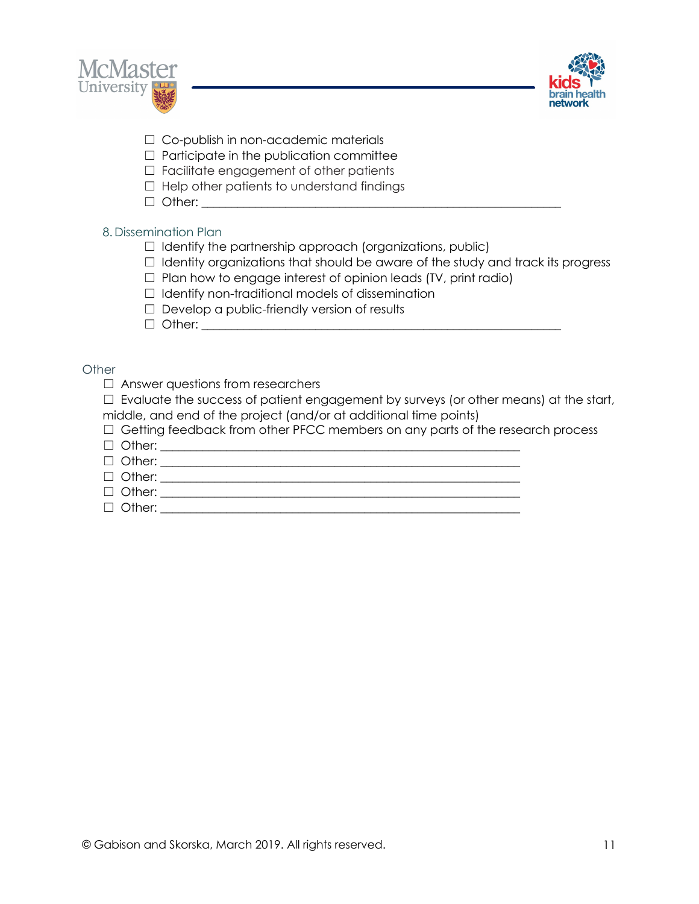- ☐ Co-publish in non-academic materials
- ☐ Participate in the publication committee
- ☐ Facilitate engagement of other patients
- ☐ Help other patients to understand findings
- ☐ Other: ___________________________________________________________

### 8. Dissemination Plan

- ☐ Identify the partnership approach (organizations, public)
- ☐ Identity organizations that should be aware of the study and track its progress
- ☐ Plan how to engage interest of opinion leads (TV, print radio)
- ☐ Identify non-traditional models of dissemination
- ☐ Develop a public-friendly version of results
- ☐ Other: ___________________________________________________________

### Other

- ☐ Answer questions from researchers
- ☐ Evaluate the success of patient engagement by surveys (or other means) at the start, middle, and end of the project (and/or at additional time points)
- ☐ Getting feedback from other PFCC members on any parts of the research process
- ☐ Other: ___________________________________________________________
- ☐ Other: ___________________________________________________________
- ☐ Other: ___________________________________________________________
- ☐ Other: ___________________________________________________________
- ☐ Other: ___________________________________________________________

© Gabison and Skorska, March 2019. All rights reserved.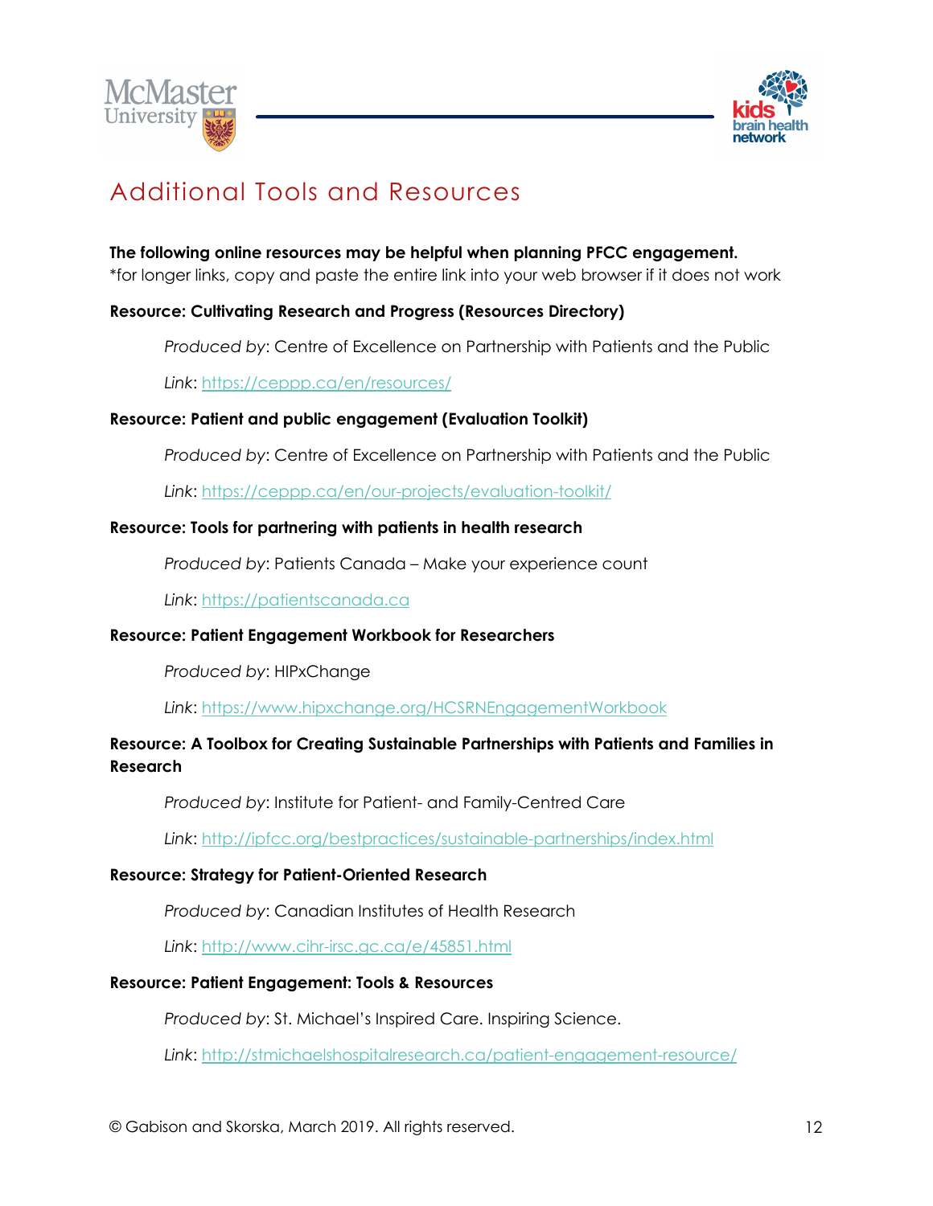# Additional Tools and Resources

**The following online resources may be helpful when planning PFCC engagement.**
*for longer links, copy and paste the entire link into your web browser if it does not work

**Resource: Cultivating Research and Progress (Resources Directory)**

*Produced by*: Centre of Excellence on Partnership with Patients and the Public

*Link*: https://ceppp.ca/en/resources/

**Resource: Patient and public engagement (Evaluation Toolkit)**

*Produced by*: Centre of Excellence on Partnership with Patients and the Public

*Link*: https://ceppp.ca/en/our-projects/evaluation-toolkit/

**Resource: Tools for partnering with patients in health research**

*Produced by*: Patients Canada – Make your experience count

*Link*: https://patientscanada.ca

**Resource: Patient Engagement Workbook for Researchers**

*Produced by*: HIPxChange

*Link*: https://www.hipxchange.org/HCSRNEngagementWorkbook

**Resource: A Toolbox for Creating Sustainable Partnerships with Patients and Families in Research**

*Produced by*: Institute for Patient- and Family-Centred Care

*Link*: http://ipfcc.org/bestpractices/sustainable-partnerships/index.html

**Resource: Strategy for Patient-Oriented Research**

*Produced by*: Canadian Institutes of Health Research

*Link*: http://www.cihr-irsc.gc.ca/e/45851.html

**Resource: Patient Engagement: Tools & Resources**

*Produced by*: St. Michael's Inspired Care. Inspiring Science.

*Link*: http://stmichaelshospitalresearch.ca/patient-engagement-resource/

© Gabison and Skorska, March 2019. All rights reserved.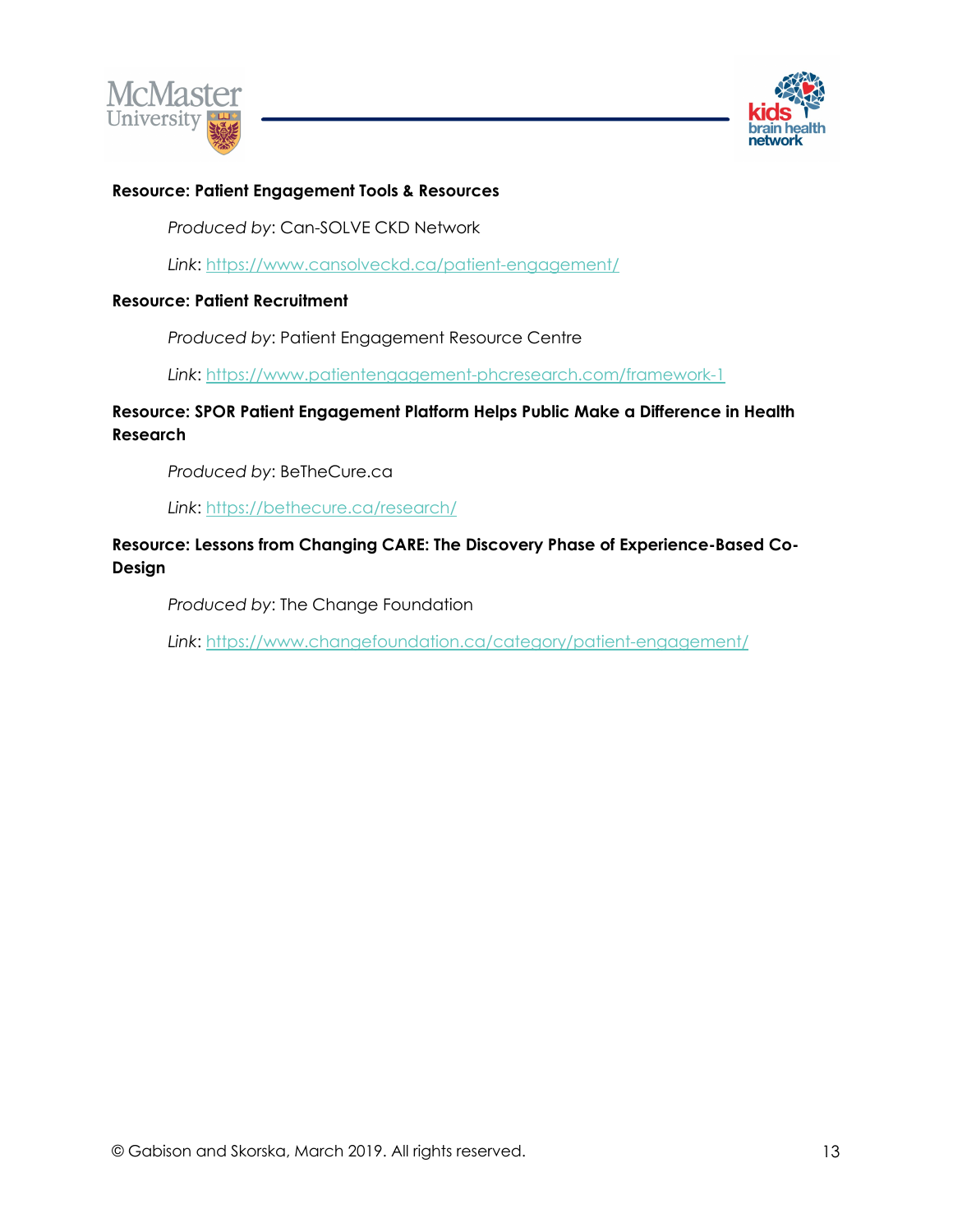**Resource: Patient Engagement Tools & Resources**

*Produced by*: Can-SOLVE CKD Network

*Link*: https://www.cansolveckd.ca/patient-engagement/

**Resource: Patient Recruitment**

*Produced by*: Patient Engagement Resource Centre

*Link*: https://www.patientengagement-phcresearch.com/framework-1

**Resource: SPOR Patient Engagement Platform Helps Public Make a Difference in Health Research**

*Produced by*: BeTheCure.ca

*Link*: https://bethecure.ca/research/

**Resource: Lessons from Changing CARE: The Discovery Phase of Experience-Based Co-Design**

*Produced by*: The Change Foundation

*Link*: https://www.changefoundation.ca/category/patient-engagement/

© Gabison and Skorska, March 2019. All rights reserved.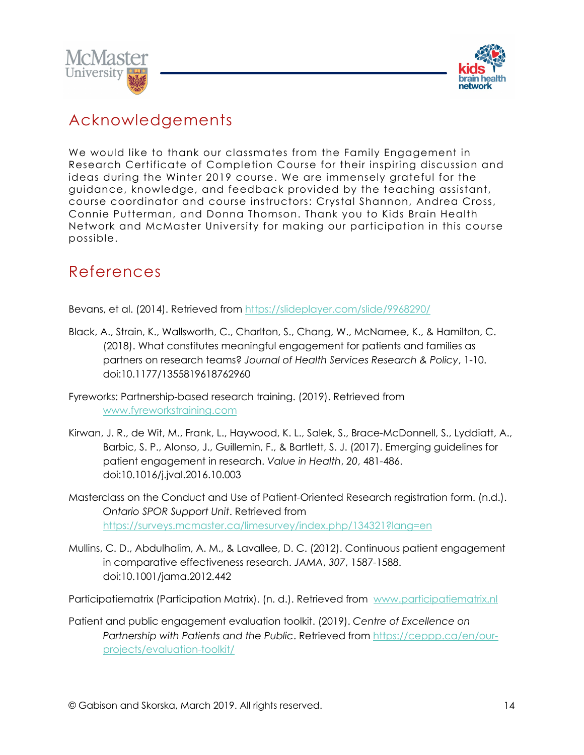## Acknowledgements

We would like to thank our classmates from the Family Engagement in Research Certificate of Completion Course for their inspiring discussion and ideas during the Winter 2019 course. We are immensely grateful for the guidance, knowledge, and feedback provided by the teaching assistant, course coordinator and course instructors: Crystal Shannon, Andrea Cross, Connie Putterman, and Donna Thomson. Thank you to Kids Brain Health Network and McMaster University for making our participation in this course possible.

## References

Bevans, et al. (2014). Retrieved from https://slideplayer.com/slide/9968290/

Black, A., Strain, K., Wallsworth, C., Charlton, S., Chang, W., McNamee, K., & Hamilton, C. (2018). What constitutes meaningful engagement for patients and families as partners on research teams? *Journal of Health Services Research & Policy*, 1-10. doi:10.1177/1355819618762960

Fyreworks: Partnership-based research training. (2019). Retrieved from www.fyreworkstraining.com

Kirwan, J. R., de Wit, M., Frank, L., Haywood, K. L., Salek, S., Brace-McDonnell, S., Lyddiatt, A., Barbic, S. P., Alonso, J., Guillemin, F., & Bartlett, S. J. (2017). Emerging guidelines for patient engagement in research. *Value in Health*, *20*, 481-486. doi:10.1016/j.jval.2016.10.003

Masterclass on the Conduct and Use of Patient-Oriented Research registration form. (n.d.). *Ontario SPOR Support Unit*. Retrieved from https://surveys.mcmaster.ca/limesurvey/index.php/134321?lang=en

Mullins, C. D., Abdulhalim, A. M., & Lavallee, D. C. (2012). Continuous patient engagement in comparative effectiveness research. *JAMA*, *307*, 1587-1588. doi:10.1001/jama.2012.442

Participatiematrix (Participation Matrix). (n. d.). Retrieved from www.participatiematrix.nl

Patient and public engagement evaluation toolkit. (2019). *Centre of Excellence on Partnership with Patients and the Public*. Retrieved from https://ceppp.ca/en/our-projects/evaluation-toolkit/

© Gabison and Skorska, March 2019. All rights reserved.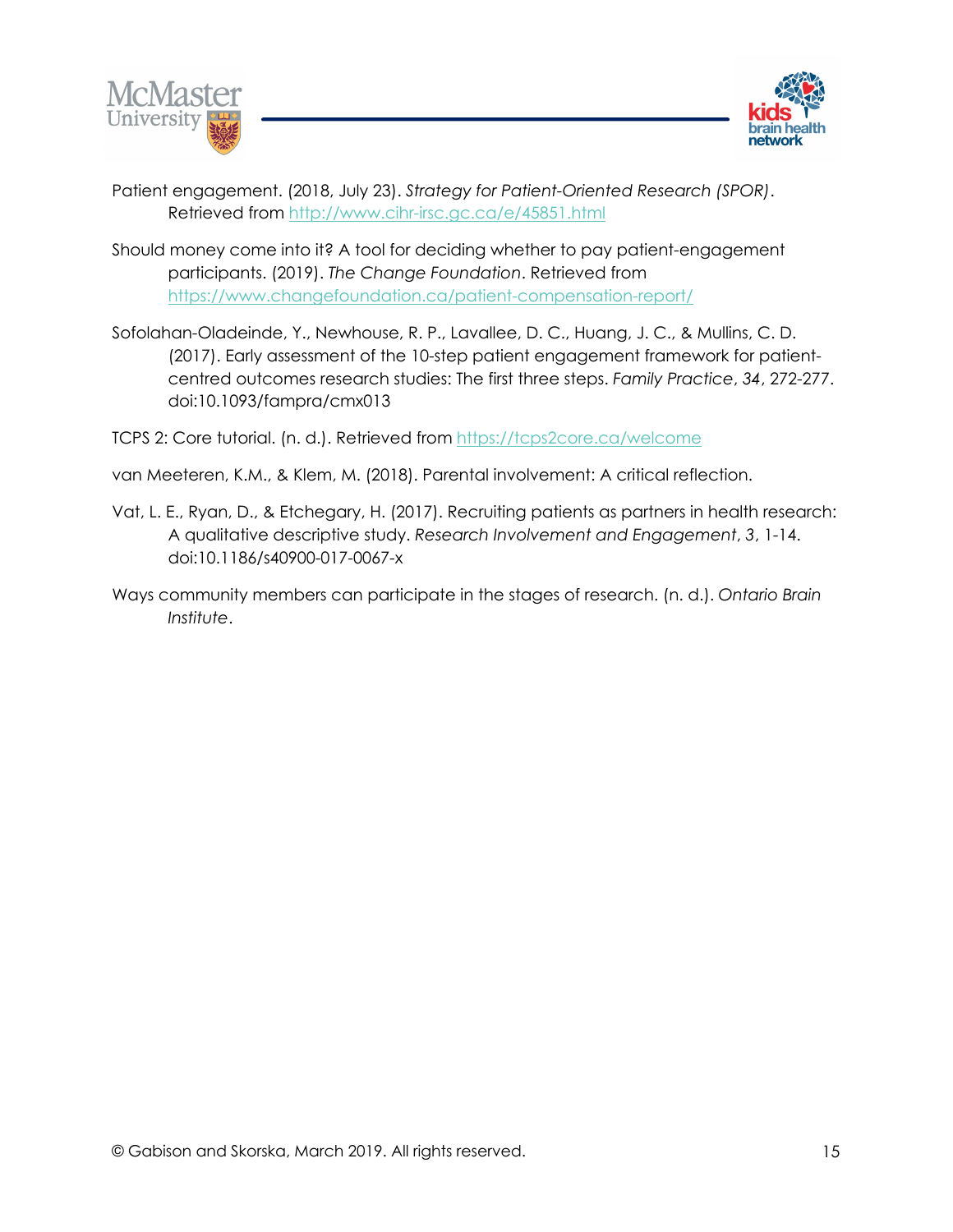Patient engagement. (2018, July 23). *Strategy for Patient-Oriented Research (SPOR)*. Retrieved from http://www.cihr-irsc.gc.ca/e/45851.html

Should money come into it? A tool for deciding whether to pay patient-engagement participants. (2019). *The Change Foundation*. Retrieved from https://www.changefoundation.ca/patient-compensation-report/

Sofolahan-Oladeinde, Y., Newhouse, R. P., Lavallee, D. C., Huang, J. C., & Mullins, C. D. (2017). Early assessment of the 10-step patient engagement framework for patient-centred outcomes research studies: The first three steps. *Family Practice*, *34*, 272-277. doi:10.1093/fampra/cmx013

TCPS 2: Core tutorial. (n. d.). Retrieved from https://tcps2core.ca/welcome

van Meeteren, K.M., & Klem, M. (2018). Parental involvement: A critical reflection.

Vat, L. E., Ryan, D., & Etchegary, H. (2017). Recruiting patients as partners in health research: A qualitative descriptive study. *Research Involvement and Engagement*, *3*, 1-14. doi:10.1186/s40900-017-0067-x

Ways community members can participate in the stages of research. (n. d.). *Ontario Brain Institute*.

© Gabison and Skorska, March 2019. All rights reserved.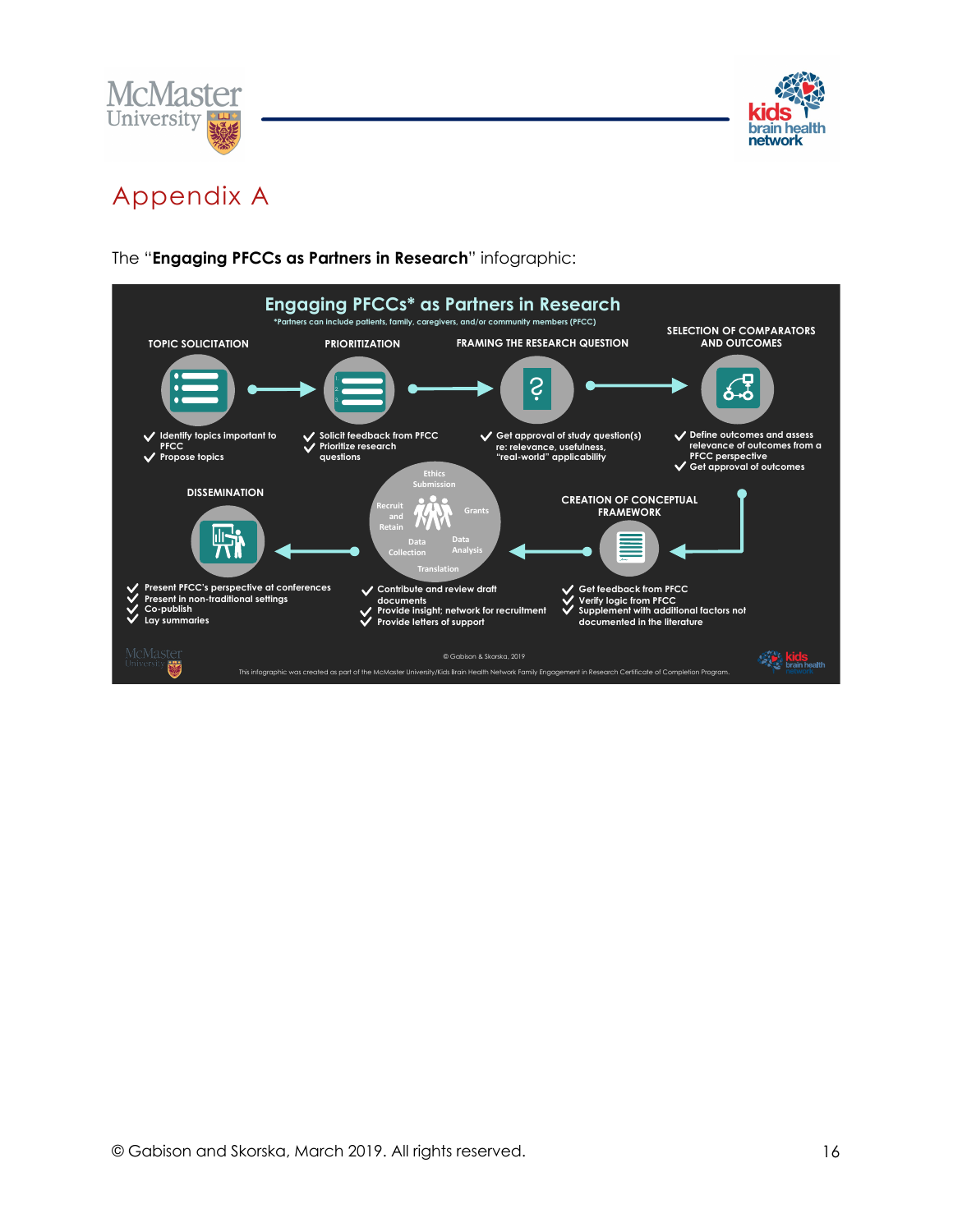# Appendix A

The "**Engaging PFCCs as Partners in Research**" infographic:

Engaging PFCCs* as Partners in Research

*Partners can include patients, family, caregivers, and/or community members (PFCC)

TOPIC SOLICITATION

- Identify topics important to PFCC
- Propose topics

PRIORITIZATION

- Solicit feedback from PFCC
- Prioritize research questions

FRAMING THE RESEARCH QUESTION

- Get approval of study question(s) re: relevance, usefulness, "real-world" applicability

SELECTION OF COMPARATORS AND OUTCOMES

- Define outcomes and assess relevance of outcomes from a PFCC perspective
- Get approval of outcomes

CREATION OF CONCEPTUAL FRAMEWORK

- Get feedback from PFCC
- Verify logic from PFCC
- Supplement with additional factors not documented in the literature

Ethics Submission

Grants

Data Analysis

Translation

Data Collection

Recruit and Retain

- Contribute and review draft documents
- Provide insight; network for recruitment
- Provide letters of support

DISSEMINATION

- Present PFCC's perspective at conferences
- Present in non-traditional settings
- Co-publish
- Lay summaries

© Gabison & Skorska, 2019

This infographic was created as part of the McMaster University/Kids Brain Health Network Family Engagement in Research Certificate of Completion Program.

© Gabison and Skorska, March 2019. All rights reserved.